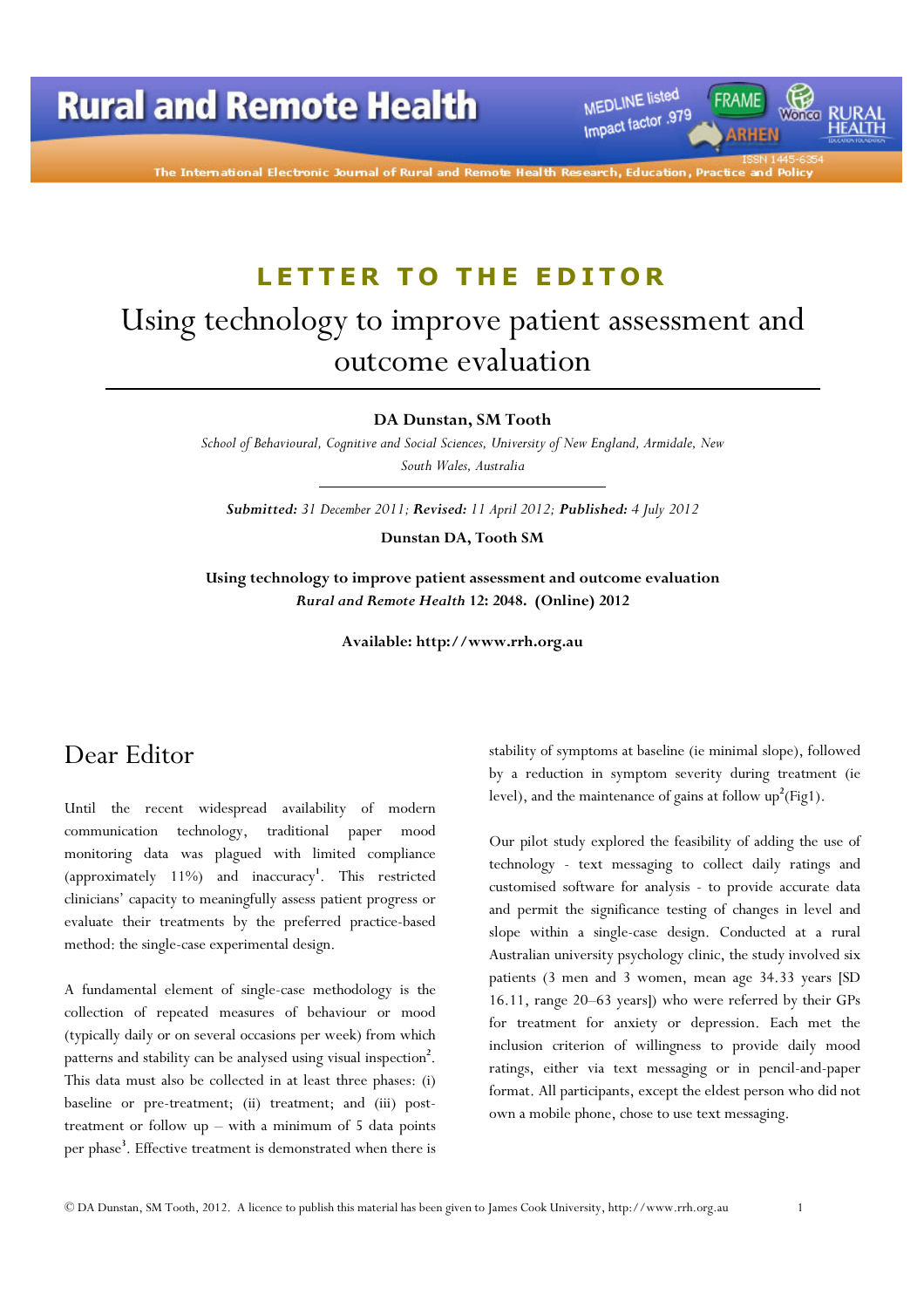## LETTER TO THE EDITOR

# Using technology to improve patient assessment and outcome evaluation

**DA Dunstan, SM Tooth**

*School of Behavioural, Cognitive and Social Sciences, University of New England, Armidale, New South Wales, Australia*

***Submitted:** 31 December 2011; **Revised:** 11 April 2012; **Published:** 4 July 2012*

**Dunstan DA, Tooth SM**

**Using technology to improve patient assessment and outcome evaluation**
***Rural and Remote Health* 12: 2048. (Online) 2012**

**Available: http://www.rrh.org.au**

## Dear Editor

Until the recent widespread availability of modern communication technology, traditional paper mood monitoring data was plagued with limited compliance (approximately 11%) and inaccuracy[1]. This restricted clinicians' capacity to meaningfully assess patient progress or evaluate their treatments by the preferred practice-based method: the single-case experimental design.

A fundamental element of single-case methodology is the collection of repeated measures of behaviour or mood (typically daily or on several occasions per week) from which patterns and stability can be analysed using visual inspection[2]. This data must also be collected in at least three phases: (i) baseline or pre-treatment; (ii) treatment; and (iii) post-treatment or follow up – with a minimum of 5 data points per phase[3]. Effective treatment is demonstrated when there is stability of symptoms at baseline (ie minimal slope), followed by a reduction in symptom severity during treatment (ie level), and the maintenance of gains at follow up[2](Fig1).

Our pilot study explored the feasibility of adding the use of technology - text messaging to collect daily ratings and customised software for analysis - to provide accurate data and permit the significance testing of changes in level and slope within a single-case design. Conducted at a rural Australian university psychology clinic, the study involved six patients (3 men and 3 women, mean age 34.33 years [SD 16.11, range 20–63 years]) who were referred by their GPs for treatment for anxiety or depression. Each met the inclusion criterion of willingness to provide daily mood ratings, either via text messaging or in pencil-and-paper format. All participants, except the eldest person who did not own a mobile phone, chose to use text messaging.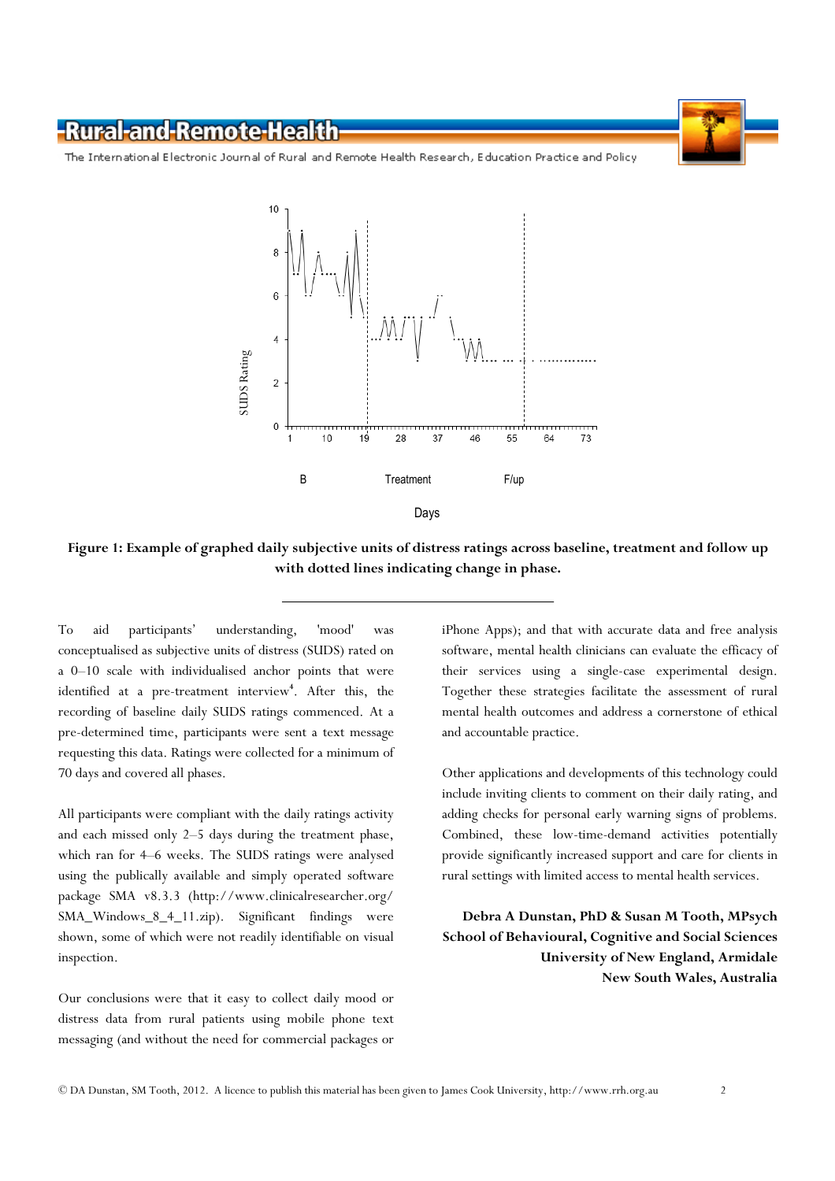**Figure 1: Example of graphed daily subjective units of distress ratings across baseline, treatment and follow up with dotted lines indicating change in phase.**

To aid participants' understanding, 'mood' was conceptualised as subjective units of distress (SUDS) rated on a 0–10 scale with individualised anchor points that were identified at a pre-treatment interview[4]. After this, the recording of baseline daily SUDS ratings commenced. At a pre-determined time, participants were sent a text message requesting this data. Ratings were collected for a minimum of 70 days and covered all phases.

All participants were compliant with the daily ratings activity and each missed only 2–5 days during the treatment phase, which ran for 4–6 weeks. The SUDS ratings were analysed using the publically available and simply operated software package SMA v8.3.3 (http://www.clinicalresearcher.org/SMA_Windows_8_4_11.zip). Significant findings were shown, some of which were not readily identifiable on visual inspection.

Our conclusions were that it easy to collect daily mood or distress data from rural patients using mobile phone text messaging (and without the need for commercial packages or iPhone Apps); and that with accurate data and free analysis software, mental health clinicians can evaluate the efficacy of their services using a single-case experimental design. Together these strategies facilitate the assessment of rural mental health outcomes and address a cornerstone of ethical and accountable practice.

Other applications and developments of this technology could include inviting clients to comment on their daily rating, and adding checks for personal early warning signs of problems. Combined, these low-time-demand activities potentially provide significantly increased support and care for clients in rural settings with limited access to mental health services.

**Debra A Dunstan, PhD & Susan M Tooth, MPsych**
**School of Behavioural, Cognitive and Social Sciences**
**University of New England, Armidale**
**New South Wales, Australia**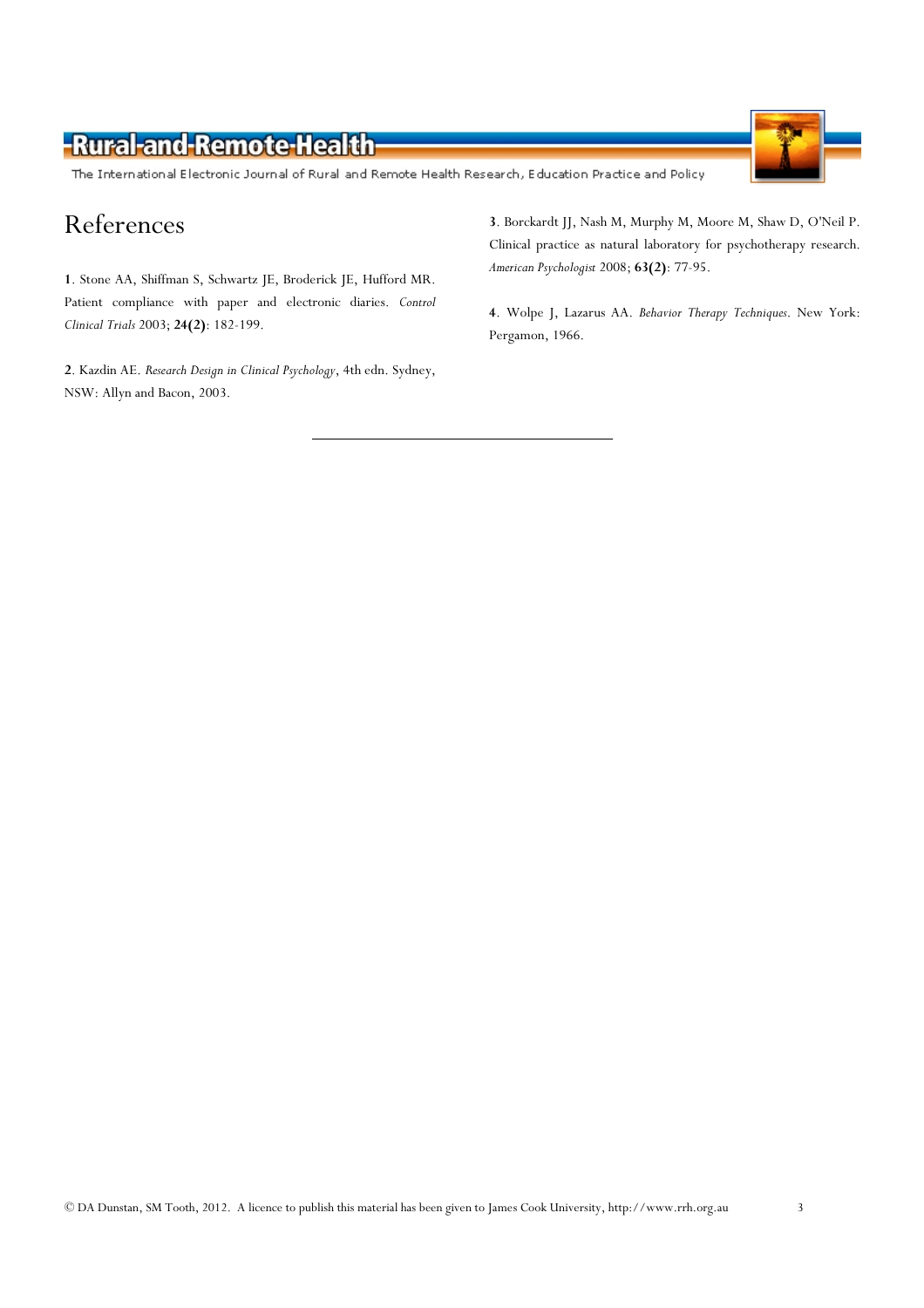# References

**1**. Stone AA, Shiffman S, Schwartz JE, Broderick JE, Hufford MR. Patient compliance with paper and electronic diaries. *Control Clinical Trials* 2003; **24(2)**: 182-199.

**2**. Kazdin AE. *Research Design in Clinical Psychology*, 4th edn. Sydney, NSW: Allyn and Bacon, 2003.

**3**. Borckardt JJ, Nash M, Murphy M, Moore M, Shaw D, O'Neil P. Clinical practice as natural laboratory for psychotherapy research. *American Psychologist* 2008; **63(2)**: 77-95.

**4**. Wolpe J, Lazarus AA. *Behavior Therapy Techniques*. New York: Pergamon, 1966.